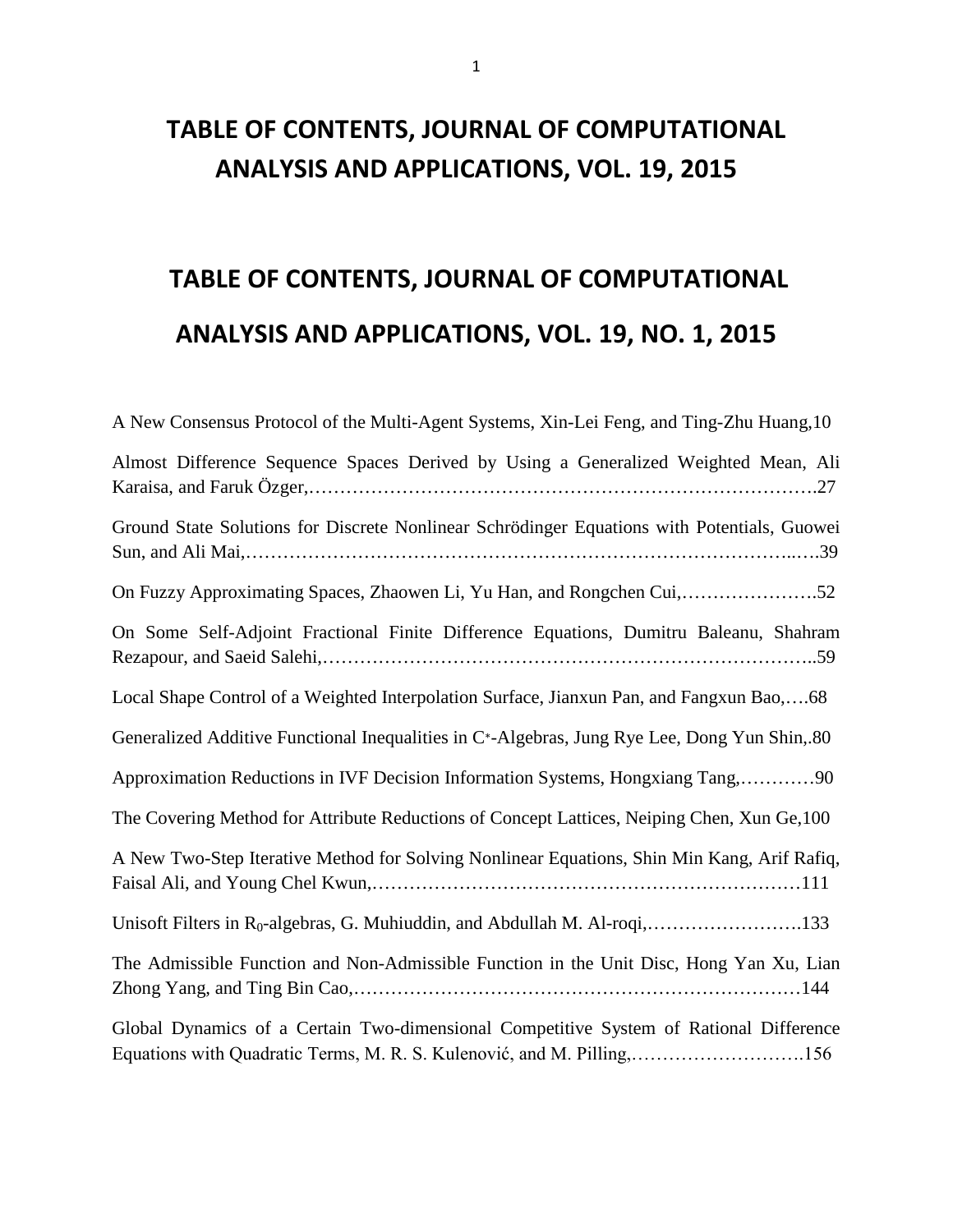# TABLE OF CONTENTS, JOURNAL OF COMPUTATIONAL ANALYSIS AND APPLICATIONS, VOL. 19, 2015

# TABLE OF CONTENTS, JOURNAL OF COMPUTATIONAL ANALYSIS AND APPLICATIONS, VOL. 19, NO. 1, 2015

A New Consensus Protocol of the Multi-Agent Systems, Xin-Lei Feng, and Ting-Zhu Huang,10

Almost Difference Sequence Spaces Derived by Using a Generalized Weighted Mean, Ali Karaisa, and Faruk Özger,……………………………………………………………………….27

Ground State Solutions for Discrete Nonlinear Schrödinger Equations with Potentials, Guowei Sun, and Ali Mai,…………………………………………………………………………..….39

On Fuzzy Approximating Spaces, Zhaowen Li, Yu Han, and Rongchen Cui,………………….52

On Some Self-Adjoint Fractional Finite Difference Equations, Dumitru Baleanu, Shahram Rezapour, and Saeid Salehi,…………………………………………………………………..59

Local Shape Control of a Weighted Interpolation Surface, Jianxun Pan, and Fangxun Bao,….68

Generalized Additive Functional Inequalities in $C^*$-Algebras, Jung Rye Lee, Dong Yun Shin,.80

Approximation Reductions in IVF Decision Information Systems, Hongxiang Tang,…………90

The Covering Method for Attribute Reductions of Concept Lattices, Neiping Chen, Xun Ge,100

A New Two-Step Iterative Method for Solving Nonlinear Equations, Shin Min Kang, Arif Rafiq, Faisal Ali, and Young Chel Kwun,……………………………………………………………111

Unisoft Filters in $R_0$-algebras, G. Muhiuddin, and Abdullah M. Al-roqi,…………………….133

The Admissible Function and Non-Admissible Function in the Unit Disc, Hong Yan Xu, Lian Zhong Yang, and Ting Bin Cao,………………………………………………………………144

Global Dynamics of a Certain Two-dimensional Competitive System of Rational Difference Equations with Quadratic Terms, M. R. S. Kulenović, and M. Pilling,……………………….156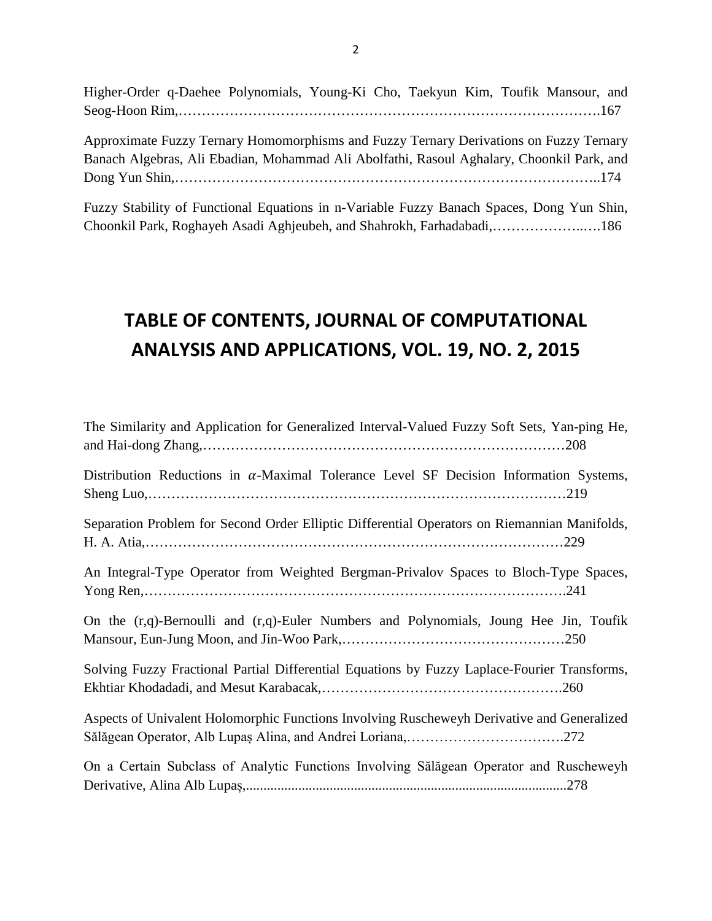Higher-Order q-Daehee Polynomials, Young-Ki Cho, Taekyun Kim, Toufik Mansour, and Seog-Hoon Rim,……………………………………………………………………………….167

Approximate Fuzzy Ternary Homomorphisms and Fuzzy Ternary Derivations on Fuzzy Ternary Banach Algebras, Ali Ebadian, Mohammad Ali Abolfathi, Rasoul Aghalary, Choonkil Park, and Dong Yun Shin,………………………………………………………………………………..174

Fuzzy Stability of Functional Equations in n-Variable Fuzzy Banach Spaces, Dong Yun Shin, Choonkil Park, Roghayeh Asadi Aghjeubeh, and Shahrokh, Farhadabadi,………………..….186

# TABLE OF CONTENTS, JOURNAL OF COMPUTATIONAL ANALYSIS AND APPLICATIONS, VOL. 19, NO. 2, 2015

The Similarity and Application for Generalized Interval-Valued Fuzzy Soft Sets, Yan-ping He, and Hai-dong Zhang,……………………………………………………………………208

Distribution Reductions in $\alpha$-Maximal Tolerance Level SF Decision Information Systems, Sheng Luo,……………………………………………………………………………219

Separation Problem for Second Order Elliptic Differential Operators on Riemannian Manifolds, H. A. Atia,……………………………………………………………………………229

An Integral-Type Operator from Weighted Bergman-Privalov Spaces to Bloch-Type Spaces, Yong Ren,…………………………………………………………………………….241

On the (r,q)-Bernoulli and (r,q)-Euler Numbers and Polynomials, Joung Hee Jin, Toufik Mansour, Eun-Jung Moon, and Jin-Woo Park,…………………………………………250

Solving Fuzzy Fractional Partial Differential Equations by Fuzzy Laplace-Fourier Transforms, Ekhtiar Khodadadi, and Mesut Karabacak,…………………………………………….260

Aspects of Univalent Holomorphic Functions Involving Ruscheweyh Derivative and Generalized Sălăgean Operator, Alb Lupaș Alina, and Andrei Loriana,…………………………….272

On a Certain Subclass of Analytic Functions Involving Sălăgean Operator and Ruscheweyh Derivative, Alina Alb Lupaș,..........................................................................................278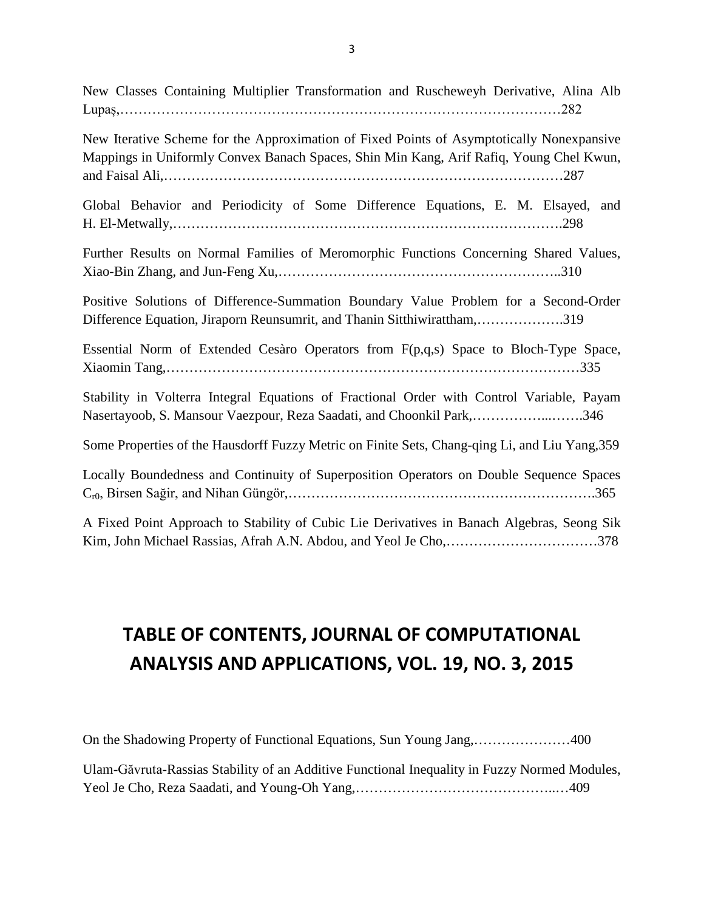New Classes Containing Multiplier Transformation and Ruscheweyh Derivative, Alina Alb Lupaș,……………………………………………………………………………………282

New Iterative Scheme for the Approximation of Fixed Points of Asymptotically Nonexpansive Mappings in Uniformly Convex Banach Spaces, Shin Min Kang, Arif Rafiq, Young Chel Kwun, and Faisal Ali,……………………………………………………………………………287

Global Behavior and Periodicity of Some Difference Equations, E. M. Elsayed, and H. El-Metwally,………………………………………………………………………….298

Further Results on Normal Families of Meromorphic Functions Concerning Shared Values, Xiao-Bin Zhang, and Jun-Feng Xu,……………………………………………………..310

Positive Solutions of Difference-Summation Boundary Value Problem for a Second-Order Difference Equation, Jiraporn Reunsumrit, and Thanin Sitthiwirattham,……………….319

Essential Norm of Extended Cesàro Operators from F(p,q,s) Space to Bloch-Type Space, Xiaomin Tang,……………………………………………………………………………335

Stability in Volterra Integral Equations of Fractional Order with Control Variable, Payam Nasertayoob, S. Mansour Vaezpour, Reza Saadati, and Choonkil Park,……………...…….346

Some Properties of the Hausdorff Fuzzy Metric on Finite Sets, Chang-qing Li, and Liu Yang,359

Locally Boundedness and Continuity of Superposition Operators on Double Sequence Spaces $C_{r0}$, Birsen Sağir, and Nihan Güngör,……………………………………………………….365

A Fixed Point Approach to Stability of Cubic Lie Derivatives in Banach Algebras, Seong Sik Kim, John Michael Rassias, Afrah A.N. Abdou, and Yeol Je Cho,……………………………378

## TABLE OF CONTENTS, JOURNAL OF COMPUTATIONAL ANALYSIS AND APPLICATIONS, VOL. 19, NO. 3, 2015

On the Shadowing Property of Functional Equations, Sun Young Jang,…………………400

Ulam-Găvruta-Rassias Stability of an Additive Functional Inequality in Fuzzy Normed Modules, Yeol Je Cho, Reza Saadati, and Young-Oh Yang,……………………………………..…409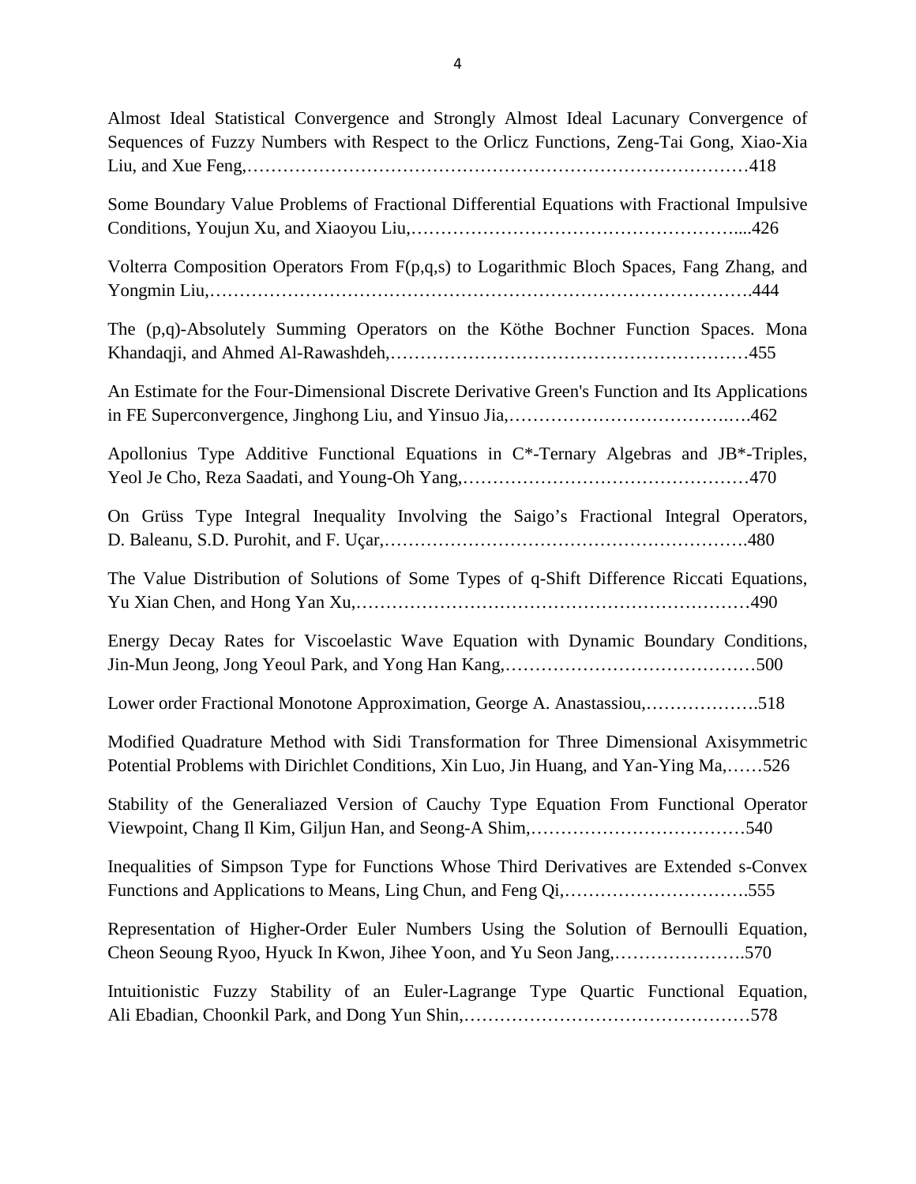Almost Ideal Statistical Convergence and Strongly Almost Ideal Lacunary Convergence of Sequences of Fuzzy Numbers with Respect to the Orlicz Functions, Zeng-Tai Gong, Xiao-Xia Liu, and Xue Feng,…………………………………………………………………………418

Some Boundary Value Problems of Fractional Differential Equations with Fractional Impulsive Conditions, Youjun Xu, and Xiaoyou Liu,……………………………………………….....426

Volterra Composition Operators From F(p,q,s) to Logarithmic Bloch Spaces, Fang Zhang, and Yongmin Liu,…………………………………………………………………………….444

The (p,q)-Absolutely Summing Operators on the Köthe Bochner Function Spaces. Mona Khandaqji, and Ahmed Al-Rawashdeh,……………………………………………………455

An Estimate for the Four-Dimensional Discrete Derivative Green's Function and Its Applications in FE Superconvergence, Jinghong Liu, and Yinsuo Jia,…………………………………….….462

Apollonius Type Additive Functional Equations in C*-Ternary Algebras and JB*-Triples, Yeol Je Cho, Reza Saadati, and Young-Oh Yang,…………………………………………470

On Grüss Type Integral Inequality Involving the Saigo's Fractional Integral Operators, D. Baleanu, S.D. Purohit, and F. Uçar,…………………………………………………….480

The Value Distribution of Solutions of Some Types of q-Shift Difference Riccati Equations, Yu Xian Chen, and Hong Yan Xu,…………………………………………………………490

Energy Decay Rates for Viscoelastic Wave Equation with Dynamic Boundary Conditions, Jin-Mun Jeong, Jong Yeoul Park, and Yong Han Kang,……………………………………500

Lower order Fractional Monotone Approximation, George A. Anastassiou,……………….518

Modified Quadrature Method with Sidi Transformation for Three Dimensional Axisymmetric Potential Problems with Dirichlet Conditions, Xin Luo, Jin Huang, and Yan-Ying Ma,……526

Stability of the Generaliazed Version of Cauchy Type Equation From Functional Operator Viewpoint, Chang Il Kim, Giljun Han, and Seong-A Shim,………………………………540

Inequalities of Simpson Type for Functions Whose Third Derivatives are Extended s-Convex Functions and Applications to Means, Ling Chun, and Feng Qi,………………………….555

Representation of Higher-Order Euler Numbers Using the Solution of Bernoulli Equation, Cheon Seoung Ryoo, Hyuck In Kwon, Jihee Yoon, and Yu Seon Jang,………………….570

Intuitionistic Fuzzy Stability of an Euler-Lagrange Type Quartic Functional Equation, Ali Ebadian, Choonkil Park, and Dong Yun Shin,…………………………………………578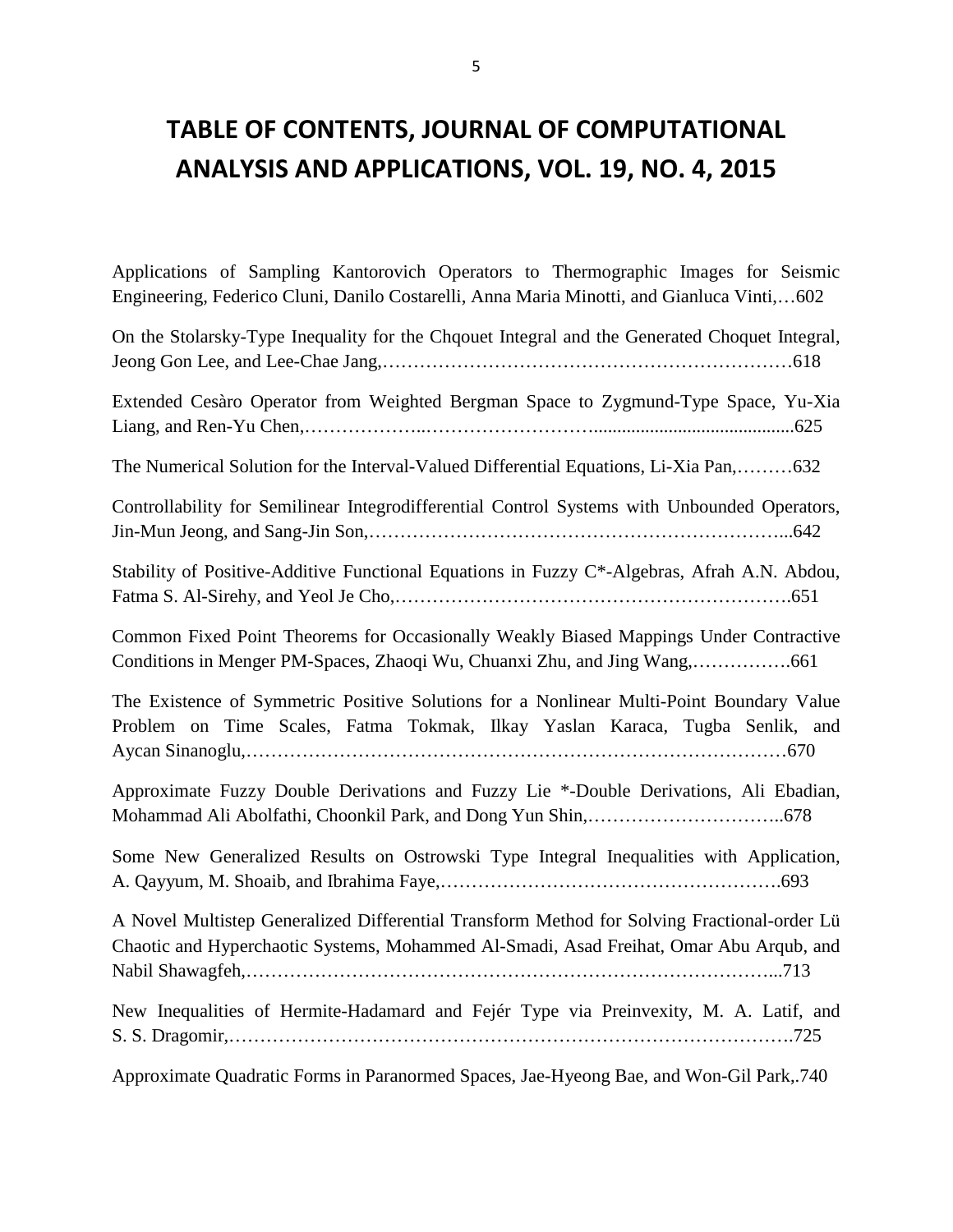# TABLE OF CONTENTS, JOURNAL OF COMPUTATIONAL ANALYSIS AND APPLICATIONS, VOL. 19, NO. 4, 2015

Applications of Sampling Kantorovich Operators to Thermographic Images for Seismic Engineering, Federico Cluni, Danilo Costarelli, Anna Maria Minotti, and Gianluca Vinti,…602

On the Stolarsky-Type Inequality for the Chqouet Integral and the Generated Choquet Integral, Jeong Gon Lee, and Lee-Chae Jang,…………………………………………………………618

Extended Cesàro Operator from Weighted Bergman Space to Zygmund-Type Space, Yu-Xia Liang, and Ren-Yu Chen,………………..……………………...........................................625

The Numerical Solution for the Interval-Valued Differential Equations, Li-Xia Pan,………632

Controllability for Semilinear Integrodifferential Control Systems with Unbounded Operators, Jin-Mun Jeong, and Sang-Jin Son,…………………………………………………………...642

Stability of Positive-Additive Functional Equations in Fuzzy C*-Algebras, Afrah A.N. Abdou, Fatma S. Al-Sirehy, and Yeol Je Cho,……………………………………………………….651

Common Fixed Point Theorems for Occasionally Weakly Biased Mappings Under Contractive Conditions in Menger PM-Spaces, Zhaoqi Wu, Chuanxi Zhu, and Jing Wang,…………….661

The Existence of Symmetric Positive Solutions for a Nonlinear Multi-Point Boundary Value Problem on Time Scales, Fatma Tokmak, Ilkay Yaslan Karaca, Tugba Senlik, and Aycan Sinanoglu,……………………………………………………………………………670

Approximate Fuzzy Double Derivations and Fuzzy Lie *-Double Derivations, Ali Ebadian, Mohammad Ali Abolfathi, Choonkil Park, and Dong Yun Shin,…………………………..678

Some New Generalized Results on Ostrowski Type Integral Inequalities with Application, A. Qayyum, M. Shoaib, and Ibrahima Faye,……………………………………………….693

A Novel Multistep Generalized Differential Transform Method for Solving Fractional-order Lü Chaotic and Hyperchaotic Systems, Mohammed Al-Smadi, Asad Freihat, Omar Abu Arqub, and Nabil Shawagfeh,………………………………………………………………………...713

New Inequalities of Hermite-Hadamard and Fejér Type via Preinvexity, M. A. Latif, and S. S. Dragomir,…………………………………………………………………………….725

Approximate Quadratic Forms in Paranormed Spaces, Jae-Hyeong Bae, and Won-Gil Park,.740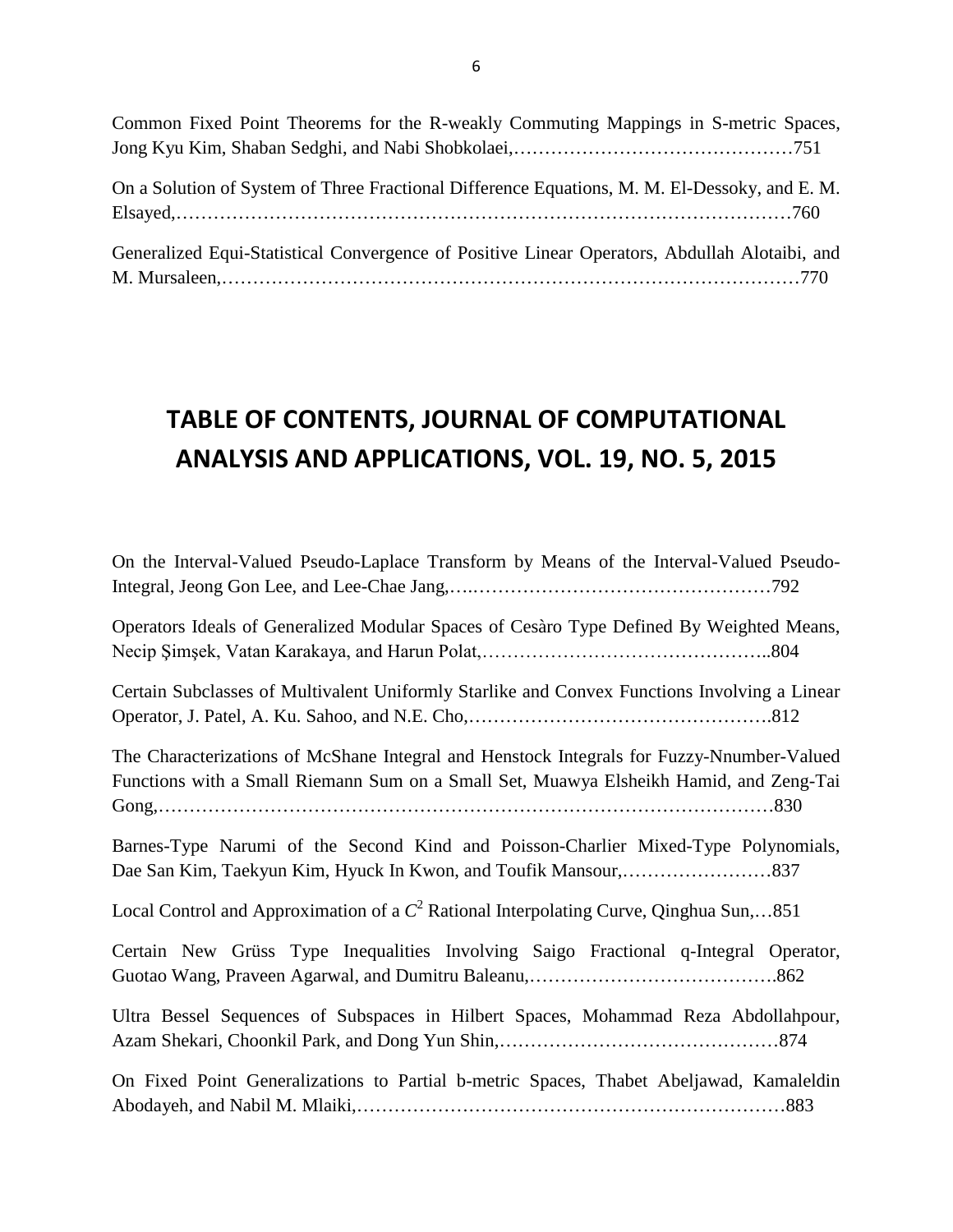Common Fixed Point Theorems for the R-weakly Commuting Mappings in S-metric Spaces, Jong Kyu Kim, Shaban Sedghi, and Nabi Shobkolaei,………………………………………751

On a Solution of System of Three Fractional Difference Equations, M. M. El-Dessoky, and E. M. Elsayed,………………………………………………………………………………………760

Generalized Equi-Statistical Convergence of Positive Linear Operators, Abdullah Alotaibi, and M. Mursaleen,…………………………………………………………………………………770

# TABLE OF CONTENTS, JOURNAL OF COMPUTATIONAL ANALYSIS AND APPLICATIONS, VOL. 19, NO. 5, 2015

On the Interval-Valued Pseudo-Laplace Transform by Means of the Interval-Valued Pseudo-Integral, Jeong Gon Lee, and Lee-Chae Jang,…..…………………………………………792

Operators Ideals of Generalized Modular Spaces of Cesàro Type Defined By Weighted Means, Necip Şimşek, Vatan Karakaya, and Harun Polat,……………………………………..804

Certain Subclasses of Multivalent Uniformly Starlike and Convex Functions Involving a Linear Operator, J. Patel, A. Ku. Sahoo, and N.E. Cho,………………………………………….812

The Characterizations of McShane Integral and Henstock Integrals for Fuzzy-Nnumber-Valued Functions with a Small Riemann Sum on a Small Set, Muawya Elsheikh Hamid, and Zeng-Tai Gong,……………………………………………………………………………………830

Barnes-Type Narumi of the Second Kind and Poisson-Charlier Mixed-Type Polynomials, Dae San Kim, Taekyun Kim, Hyuck In Kwon, and Toufik Mansour,……………………837

Local Control and Approximation of a $C^2$ Rational Interpolating Curve, Qinghua Sun,…851

Certain New Grüss Type Inequalities Involving Saigo Fractional q-Integral Operator, Guotao Wang, Praveen Agarwal, and Dumitru Baleanu,………………………………….862

Ultra Bessel Sequences of Subspaces in Hilbert Spaces, Mohammad Reza Abdollahpour, Azam Shekari, Choonkil Park, and Dong Yun Shin,………………………………………874

On Fixed Point Generalizations to Partial b-metric Spaces, Thabet Abeljawad, Kamaleldin Abodayeh, and Nabil M. Mlaiki,…………………………………………………………883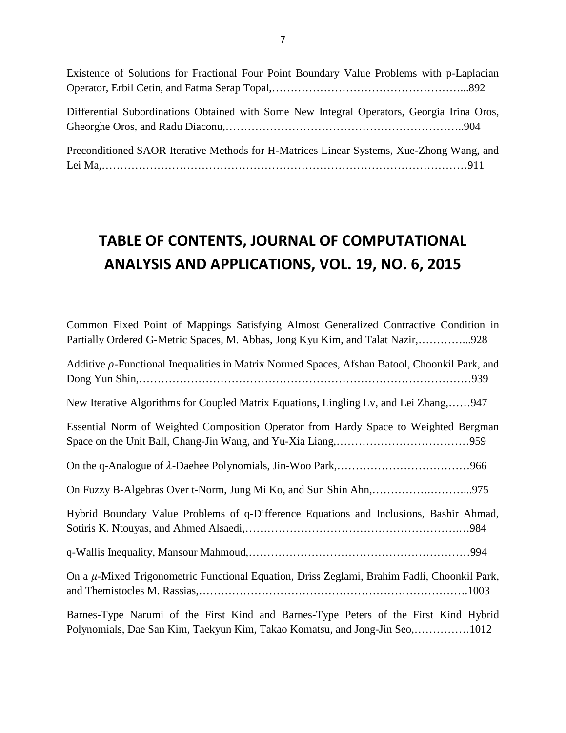Existence of Solutions for Fractional Four Point Boundary Value Problems with p-Laplacian Operator, Erbil Cetin, and Fatma Serap Topal,……………………………………………...892

Differential Subordinations Obtained with Some New Integral Operators, Georgia Irina Oros, Gheorghe Oros, and Radu Diaconu,……………………………………………………..904

Preconditioned SAOR Iterative Methods for H-Matrices Linear Systems, Xue-Zhong Wang, and Lei Ma,………………………………………………………………………………………911

# TABLE OF CONTENTS, JOURNAL OF COMPUTATIONAL ANALYSIS AND APPLICATIONS, VOL. 19, NO. 6, 2015

Common Fixed Point of Mappings Satisfying Almost Generalized Contractive Condition in Partially Ordered G-Metric Spaces, M. Abbas, Jong Kyu Kim, and Talat Nazir,…………...928

Additive $\rho$-Functional Inequalities in Matrix Normed Spaces, Afshan Batool, Choonkil Park, and Dong Yun Shin,……………………………………………………………………………939

New Iterative Algorithms for Coupled Matrix Equations, Lingling Lv, and Lei Zhang,……947

Essential Norm of Weighted Composition Operator from Hardy Space to Weighted Bergman Space on the Unit Ball, Chang-Jin Wang, and Yu-Xia Liang,………………………………959

On the q-Analogue of $\lambda$-Daehee Polynomials, Jin-Woo Park,………………………………966

On Fuzzy B-Algebras Over t-Norm, Jung Mi Ko, and Sun Shin Ahn,…………….………...975

Hybrid Boundary Value Problems of q-Difference Equations and Inclusions, Bashir Ahmad, Sotiris K. Ntouyas, and Ahmed Alsaedi,…………………………………………………..…984

q-Wallis Inequality, Mansour Mahmoud,……………………………………………………994

On a $\mu$-Mixed Trigonometric Functional Equation, Driss Zeglami, Brahim Fadli, Choonkil Park, and Themistocles M. Rassias,…………………………………………………………….1003

Barnes-Type Narumi of the First Kind and Barnes-Type Peters of the First Kind Hybrid Polynomials, Dae San Kim, Taekyun Kim, Takao Komatsu, and Jong-Jin Seo,……………1012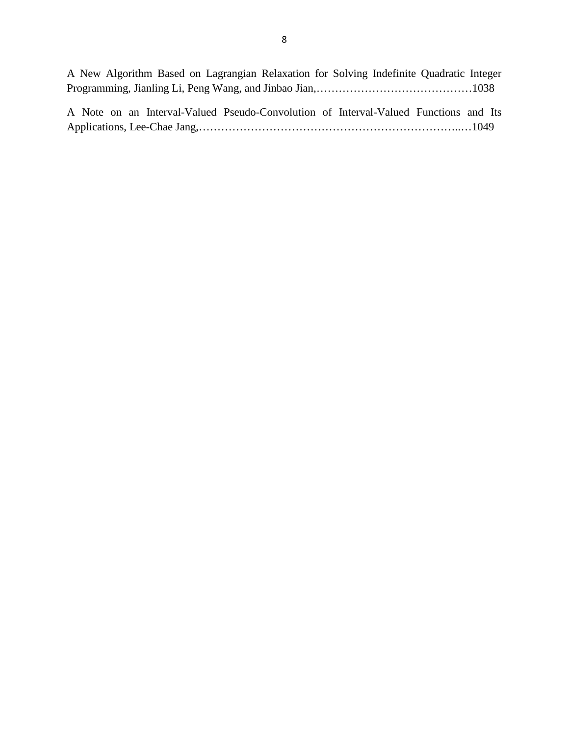A New Algorithm Based on Lagrangian Relaxation for Solving Indefinite Quadratic Integer Programming, Jianling Li, Peng Wang, and Jinbao Jian,……………………………………1038

A Note on an Interval-Valued Pseudo-Convolution of Interval-Valued Functions and Its Applications, Lee-Chae Jang,…………………………………………………………...…1049